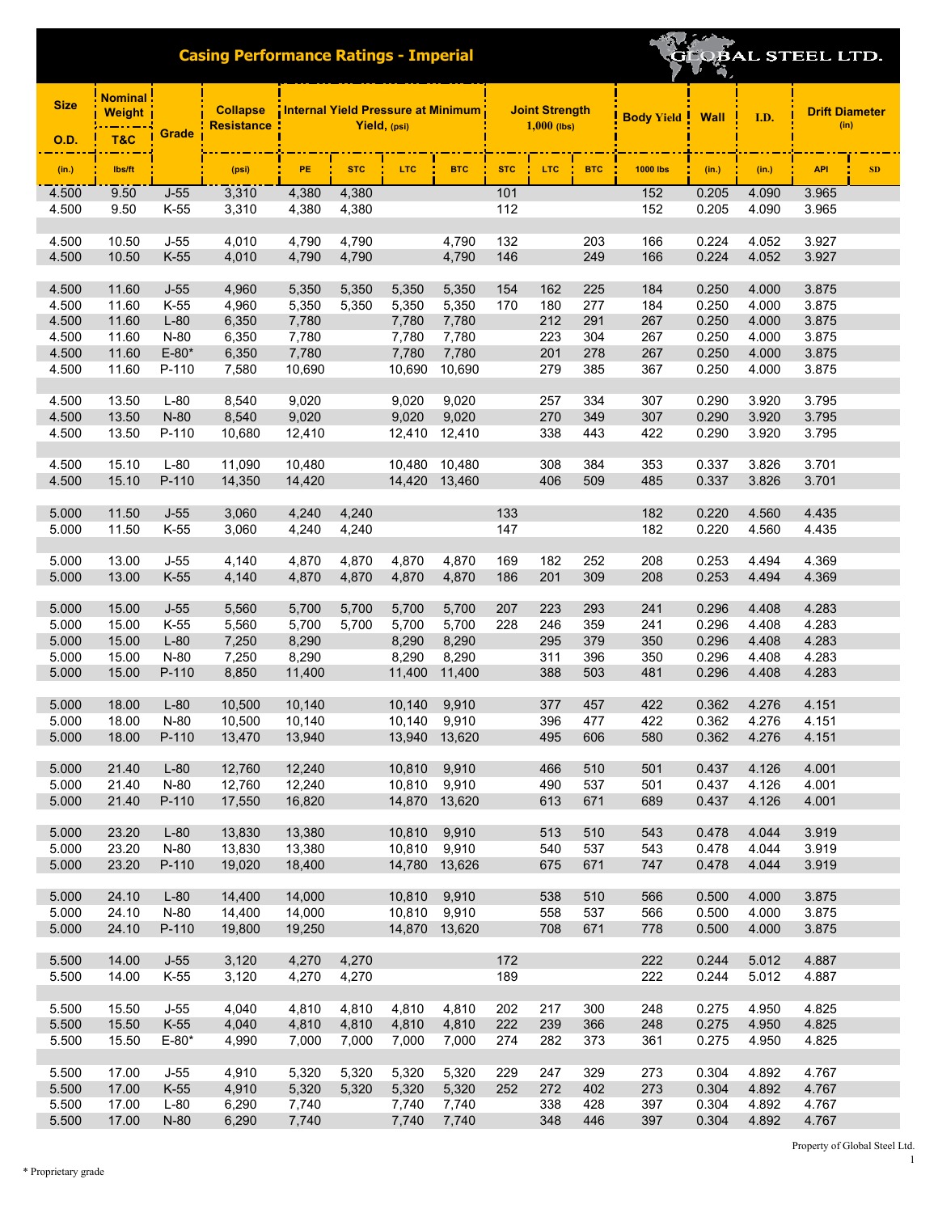# Casing Performance Ratings - Imperial

GLOBAL STEEL LTD.

| Size O.D. | Nominal Weight T&C | Grade | Collapse Resistance | Internal Yield Pressure at Minimum Yield, (psi) | | | | Joint Strength 1,000 (lbs) | | | Body Yield | Wall | I.D. | Drift Diameter (in) | |
|---|---|---|---|---|---|---|---|---|---|---|---|---|---|---|---|
| (in.) | lbs/ft | | (psi) | PE | STC | LTC | BTC | STC | LTC | BTC | 1000 lbs | (in.) | (in.) | API | SD |
| 4.500 | 9.50 | J-55 | 3,310 | 4,380 | 4,380 | | | 101 | | | 152 | 0.205 | 4.090 | 3.965 | |
| 4.500 | 9.50 | K-55 | 3,310 | 4,380 | 4,380 | | | 112 | | | 152 | 0.205 | 4.090 | 3.965 | |
| 4.500 | 10.50 | J-55 | 4,010 | 4,790 | 4,790 | | 4,790 | 132 | | 203 | 166 | 0.224 | 4.052 | 3.927 | |
| 4.500 | 10.50 | K-55 | 4,010 | 4,790 | 4,790 | | 4,790 | 146 | | 249 | 166 | 0.224 | 4.052 | 3.927 | |
| 4.500 | 11.60 | J-55 | 4,960 | 5,350 | 5,350 | 5,350 | 5,350 | 154 | 162 | 225 | 184 | 0.250 | 4.000 | 3.875 | |
| 4.500 | 11.60 | K-55 | 4,960 | 5,350 | 5,350 | 5,350 | 5,350 | 170 | 180 | 277 | 184 | 0.250 | 4.000 | 3.875 | |
| 4.500 | 11.60 | L-80 | 6,350 | 7,780 | | 7,780 | 7,780 | | 212 | 291 | 267 | 0.250 | 4.000 | 3.875 | |
| 4.500 | 11.60 | N-80 | 6,350 | 7,780 | | 7,780 | 7,780 | | 223 | 304 | 267 | 0.250 | 4.000 | 3.875 | |
| 4.500 | 11.60 | E-80* | 6,350 | 7,780 | | 7,780 | 7,780 | | 201 | 278 | 267 | 0.250 | 4.000 | 3.875 | |
| 4.500 | 11.60 | P-110 | 7,580 | 10,690 | | 10,690 | 10,690 | | 279 | 385 | 367 | 0.250 | 4.000 | 3.875 | |
| 4.500 | 13.50 | L-80 | 8,540 | 9,020 | | 9,020 | 9,020 | | 257 | 334 | 307 | 0.290 | 3.920 | 3.795 | |
| 4.500 | 13.50 | N-80 | 8,540 | 9,020 | | 9,020 | 9,020 | | 270 | 349 | 307 | 0.290 | 3.920 | 3.795 | |
| 4.500 | 13.50 | P-110 | 10,680 | 12,410 | | 12,410 | 12,410 | | 338 | 443 | 422 | 0.290 | 3.920 | 3.795 | |
| 4.500 | 15.10 | L-80 | 11,090 | 10,480 | | 10,480 | 10,480 | | 308 | 384 | 353 | 0.337 | 3.826 | 3.701 | |
| 4.500 | 15.10 | P-110 | 14,350 | 14,420 | | 14,420 | 13,460 | | 406 | 509 | 485 | 0.337 | 3.826 | 3.701 | |
| 5.000 | 11.50 | J-55 | 3,060 | 4,240 | 4,240 | | | 133 | | | 182 | 0.220 | 4.560 | 4.435 | |
| 5.000 | 11.50 | K-55 | 3,060 | 4,240 | 4,240 | | | 147 | | | 182 | 0.220 | 4.560 | 4.435 | |
| 5.000 | 13.00 | J-55 | 4,140 | 4,870 | 4,870 | 4,870 | 4,870 | 169 | 182 | 252 | 208 | 0.253 | 4.494 | 4.369 | |
| 5.000 | 13.00 | K-55 | 4,140 | 4,870 | 4,870 | 4,870 | 4,870 | 186 | 201 | 309 | 208 | 0.253 | 4.494 | 4.369 | |
| 5.000 | 15.00 | J-55 | 5,560 | 5,700 | 5,700 | 5,700 | 5,700 | 207 | 223 | 293 | 241 | 0.296 | 4.408 | 4.283 | |
| 5.000 | 15.00 | K-55 | 5,560 | 5,700 | 5,700 | 5,700 | 5,700 | 228 | 246 | 359 | 241 | 0.296 | 4.408 | 4.283 | |
| 5.000 | 15.00 | L-80 | 7,250 | 8,290 | | 8,290 | 8,290 | | 295 | 379 | 350 | 0.296 | 4.408 | 4.283 | |
| 5.000 | 15.00 | N-80 | 7,250 | 8,290 | | 8,290 | 8,290 | | 311 | 396 | 350 | 0.296 | 4.408 | 4.283 | |
| 5.000 | 15.00 | P-110 | 8,850 | 11,400 | | 11,400 | 11,400 | | 388 | 503 | 481 | 0.296 | 4.408 | 4.283 | |
| 5.000 | 18.00 | L-80 | 10,500 | 10,140 | | 10,140 | 9,910 | | 377 | 457 | 422 | 0.362 | 4.276 | 4.151 | |
| 5.000 | 18.00 | N-80 | 10,500 | 10,140 | | 10,140 | 9,910 | | 396 | 477 | 422 | 0.362 | 4.276 | 4.151 | |
| 5.000 | 18.00 | P-110 | 13,470 | 13,940 | | 13,940 | 13,620 | | 495 | 606 | 580 | 0.362 | 4.276 | 4.151 | |
| 5.000 | 21.40 | L-80 | 12,760 | 12,240 | | 10,810 | 9,910 | | 466 | 510 | 501 | 0.437 | 4.126 | 4.001 | |
| 5.000 | 21.40 | N-80 | 12,760 | 12,240 | | 10,810 | 9,910 | | 490 | 537 | 501 | 0.437 | 4.126 | 4.001 | |
| 5.000 | 21.40 | P-110 | 17,550 | 16,820 | | 14,870 | 13,620 | | 613 | 671 | 689 | 0.437 | 4.126 | 4.001 | |
| 5.000 | 23.20 | L-80 | 13,830 | 13,380 | | 10,810 | 9,910 | | 513 | 510 | 543 | 0.478 | 4.044 | 3.919 | |
| 5.000 | 23.20 | N-80 | 13,830 | 13,380 | | 10,810 | 9,910 | | 540 | 537 | 543 | 0.478 | 4.044 | 3.919 | |
| 5.000 | 23.20 | P-110 | 19,020 | 18,400 | | 14,780 | 13,626 | | 675 | 671 | 747 | 0.478 | 4.044 | 3.919 | |
| 5.000 | 24.10 | L-80 | 14,400 | 14,000 | | 10,810 | 9,910 | | 538 | 510 | 566 | 0.500 | 4.000 | 3.875 | |
| 5.000 | 24.10 | N-80 | 14,400 | 14,000 | | 10,810 | 9,910 | | 558 | 537 | 566 | 0.500 | 4.000 | 3.875 | |
| 5.000 | 24.10 | P-110 | 19,800 | 19,250 | | 14,870 | 13,620 | | 708 | 671 | 778 | 0.500 | 4.000 | 3.875 | |
| 5.500 | 14.00 | J-55 | 3,120 | 4,270 | 4,270 | | | 172 | | | 222 | 0.244 | 5.012 | 4.887 | |
| 5.500 | 14.00 | K-55 | 3,120 | 4,270 | 4,270 | | | 189 | | | 222 | 0.244 | 5.012 | 4.887 | |
| 5.500 | 15.50 | J-55 | 4,040 | 4,810 | 4,810 | 4,810 | 4,810 | 202 | 217 | 300 | 248 | 0.275 | 4.950 | 4.825 | |
| 5.500 | 15.50 | K-55 | 4,040 | 4,810 | 4,810 | 4,810 | 4,810 | 222 | 239 | 366 | 248 | 0.275 | 4.950 | 4.825 | |
| 5.500 | 15.50 | E-80* | 4,990 | 7,000 | 7,000 | 7,000 | 7,000 | 274 | 282 | 373 | 361 | 0.275 | 4.950 | 4.825 | |
| 5.500 | 17.00 | J-55 | 4,910 | 5,320 | 5,320 | 5,320 | 5,320 | 229 | 247 | 329 | 273 | 0.304 | 4.892 | 4.767 | |
| 5.500 | 17.00 | K-55 | 4,910 | 5,320 | 5,320 | 5,320 | 5,320 | 252 | 272 | 402 | 273 | 0.304 | 4.892 | 4.767 | |
| 5.500 | 17.00 | L-80 | 6,290 | 7,740 | | 7,740 | 7,740 | | 338 | 428 | 397 | 0.304 | 4.892 | 4.767 | |
| 5.500 | 17.00 | N-80 | 6,290 | 7,740 | | 7,740 | 7,740 | | 348 | 446 | 397 | 0.304 | 4.892 | 4.767 | |

Property of Global Steel Ltd.

\* Proprietary grade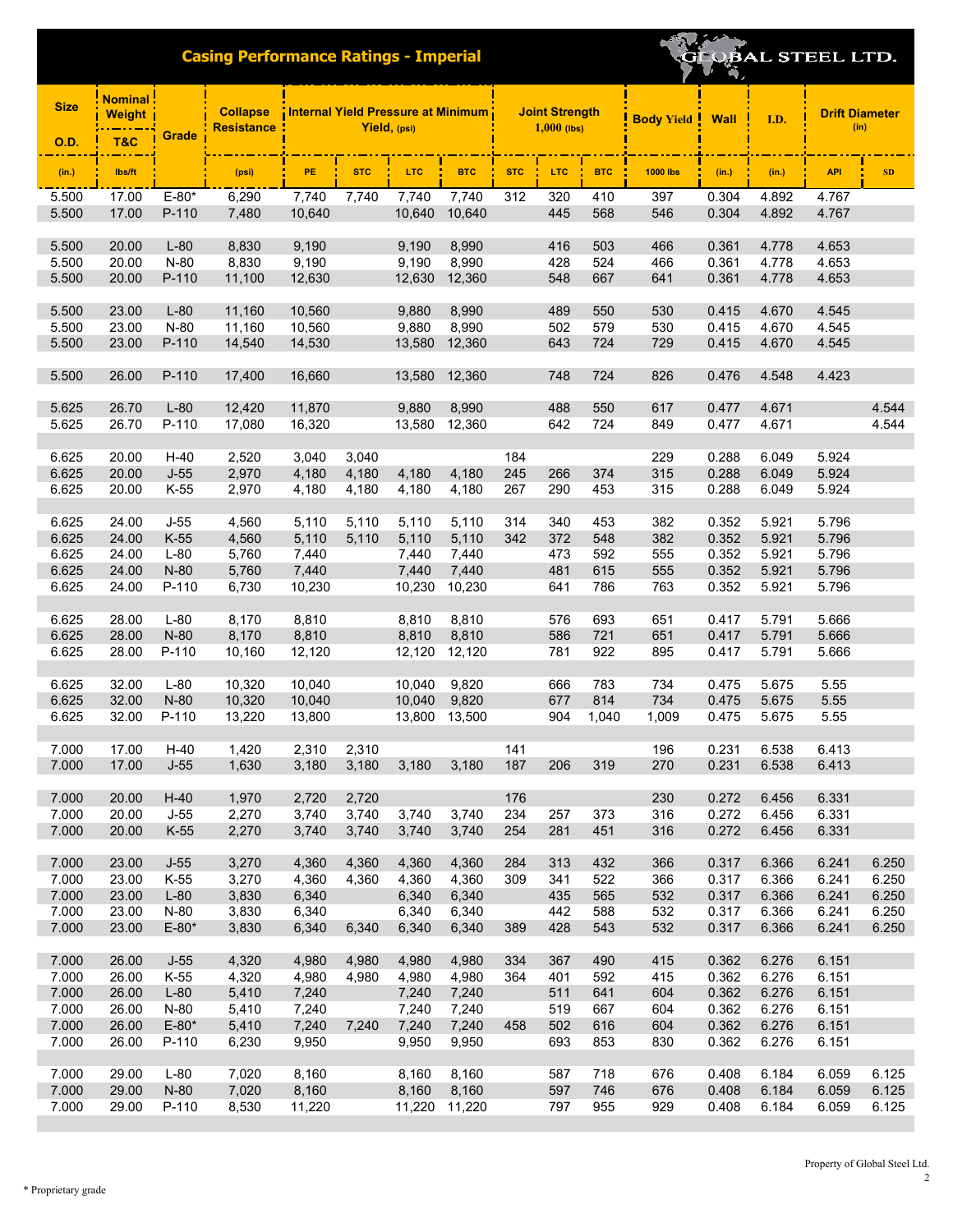## Casing Performance Ratings - Imperial

GLOBAL STEEL LTD.

| Size O.D. | Nominal Weight T&C | Grade | Collapse Resistance | Internal Yield Pressure at Minimum Yield, (psi) | | | | Joint Strength 1,000 (lbs) | | | Body Yield | Wall | I.D. | Drift Diameter (in) | |
|---|---|---|---|---|---|---|---|---|---|---|---|---|---|---|---|
| (in.) | lbs/ft | | (psi) | PE | STC | LTC | BTC | STC | LTC | BTC | 1000 lbs | (in.) | (in.) | API | SD |
| 5.500 | 17.00 | E-80* | 6,290 | 7,740 | 7,740 | 7,740 | 7,740 | 312 | 320 | 410 | 397 | 0.304 | 4.892 | 4.767 | |
| 5.500 | 17.00 | P-110 | 7,480 | 10,640 | | 10,640 | 10,640 | | 445 | 568 | 546 | 0.304 | 4.892 | 4.767 | |
| 5.500 | 20.00 | L-80 | 8,830 | 9,190 | | 9,190 | 8,990 | | 416 | 503 | 466 | 0.361 | 4.778 | 4.653 | |
| 5.500 | 20.00 | N-80 | 8,830 | 9,190 | | 9,190 | 8,990 | | 428 | 524 | 466 | 0.361 | 4.778 | 4.653 | |
| 5.500 | 20.00 | P-110 | 11,100 | 12,630 | | 12,630 | 12,360 | | 548 | 667 | 641 | 0.361 | 4.778 | 4.653 | |
| 5.500 | 23.00 | L-80 | 11,160 | 10,560 | | 9,880 | 8,990 | | 489 | 550 | 530 | 0.415 | 4.670 | 4.545 | |
| 5.500 | 23.00 | N-80 | 11,160 | 10,560 | | 9,880 | 8,990 | | 502 | 579 | 530 | 0.415 | 4.670 | 4.545 | |
| 5.500 | 23.00 | P-110 | 14,540 | 14,530 | | 13,580 | 12,360 | | 643 | 724 | 729 | 0.415 | 4.670 | 4.545 | |
| 5.500 | 26.00 | P-110 | 17,400 | 16,660 | | 13,580 | 12,360 | | 748 | 724 | 826 | 0.476 | 4.548 | 4.423 | |
| 5.625 | 26.70 | L-80 | 12,420 | 11,870 | | 9,880 | 8,990 | | 488 | 550 | 617 | 0.477 | 4.671 | | 4.544 |
| 5.625 | 26.70 | P-110 | 17,080 | 16,320 | | 13,580 | 12,360 | | 642 | 724 | 849 | 0.477 | 4.671 | | 4.544 |
| 6.625 | 20.00 | H-40 | 2,520 | 3,040 | 3,040 | | | 184 | | | 229 | 0.288 | 6.049 | 5.924 | |
| 6.625 | 20.00 | J-55 | 2,970 | 4,180 | 4,180 | 4,180 | 4,180 | 245 | 266 | 374 | 315 | 0.288 | 6.049 | 5.924 | |
| 6.625 | 20.00 | K-55 | 2,970 | 4,180 | 4,180 | 4,180 | 4,180 | 267 | 290 | 453 | 315 | 0.288 | 6.049 | 5.924 | |
| 6.625 | 24.00 | J-55 | 4,560 | 5,110 | 5,110 | 5,110 | 5,110 | 314 | 340 | 453 | 382 | 0.352 | 5.921 | 5.796 | |
| 6.625 | 24.00 | K-55 | 4,560 | 5,110 | 5,110 | 5,110 | 5,110 | 342 | 372 | 548 | 382 | 0.352 | 5.921 | 5.796 | |
| 6.625 | 24.00 | L-80 | 5,760 | 7,440 | | 7,440 | 7,440 | | 473 | 592 | 555 | 0.352 | 5.921 | 5.796 | |
| 6.625 | 24.00 | N-80 | 5,760 | 7,440 | | 7,440 | 7,440 | | 481 | 615 | 555 | 0.352 | 5.921 | 5.796 | |
| 6.625 | 24.00 | P-110 | 6,730 | 10,230 | | 10,230 | 10,230 | | 641 | 786 | 763 | 0.352 | 5.921 | 5.796 | |
| 6.625 | 28.00 | L-80 | 8,170 | 8,810 | | 8,810 | 8,810 | | 576 | 693 | 651 | 0.417 | 5.791 | 5.666 | |
| 6.625 | 28.00 | N-80 | 8,170 | 8,810 | | 8,810 | 8,810 | | 586 | 721 | 651 | 0.417 | 5.791 | 5.666 | |
| 6.625 | 28.00 | P-110 | 10,160 | 12,120 | | 12,120 | 12,120 | | 781 | 922 | 895 | 0.417 | 5.791 | 5.666 | |
| 6.625 | 32.00 | L-80 | 10,320 | 10,040 | | 10,040 | 9,820 | | 666 | 783 | 734 | 0.475 | 5.675 | 5.55 | |
| 6.625 | 32.00 | N-80 | 10,320 | 10,040 | | 10,040 | 9,820 | | 677 | 814 | 734 | 0.475 | 5.675 | 5.55 | |
| 6.625 | 32.00 | P-110 | 13,220 | 13,800 | | 13,800 | 13,500 | | 904 | 1,040 | 1,009 | 0.475 | 5.675 | 5.55 | |
| 7.000 | 17.00 | H-40 | 1,420 | 2,310 | 2,310 | | | 141 | | | 196 | 0.231 | 6.538 | 6.413 | |
| 7.000 | 17.00 | J-55 | 1,630 | 3,180 | 3,180 | 3,180 | 3,180 | 187 | 206 | 319 | 270 | 0.231 | 6.538 | 6.413 | |
| 7.000 | 20.00 | H-40 | 1,970 | 2,720 | 2,720 | | | 176 | | | 230 | 0.272 | 6.456 | 6.331 | |
| 7.000 | 20.00 | J-55 | 2,270 | 3,740 | 3,740 | 3,740 | 3,740 | 234 | 257 | 373 | 316 | 0.272 | 6.456 | 6.331 | |
| 7.000 | 20.00 | K-55 | 2,270 | 3,740 | 3,740 | 3,740 | 3,740 | 254 | 281 | 451 | 316 | 0.272 | 6.456 | 6.331 | |
| 7.000 | 23.00 | J-55 | 3,270 | 4,360 | 4,360 | 4,360 | 4,360 | 284 | 313 | 432 | 366 | 0.317 | 6.366 | 6.241 | 6.250 |
| 7.000 | 23.00 | K-55 | 3,270 | 4,360 | 4,360 | 4,360 | 4,360 | 309 | 341 | 522 | 366 | 0.317 | 6.366 | 6.241 | 6.250 |
| 7.000 | 23.00 | L-80 | 3,830 | 6,340 | | 6,340 | 6,340 | | 435 | 565 | 532 | 0.317 | 6.366 | 6.241 | 6.250 |
| 7.000 | 23.00 | N-80 | 3,830 | 6,340 | | 6,340 | 6,340 | | 442 | 588 | 532 | 0.317 | 6.366 | 6.241 | 6.250 |
| 7.000 | 23.00 | E-80* | 3,830 | 6,340 | 6,340 | 6,340 | 6,340 | 389 | 428 | 543 | 532 | 0.317 | 6.366 | 6.241 | 6.250 |
| 7.000 | 26.00 | J-55 | 4,320 | 4,980 | 4,980 | 4,980 | 4,980 | 334 | 367 | 490 | 415 | 0.362 | 6.276 | 6.151 | |
| 7.000 | 26.00 | K-55 | 4,320 | 4,980 | 4,980 | 4,980 | 4,980 | 364 | 401 | 592 | 415 | 0.362 | 6.276 | 6.151 | |
| 7.000 | 26.00 | L-80 | 5,410 | 7,240 | | 7,240 | 7,240 | | 511 | 641 | 604 | 0.362 | 6.276 | 6.151 | |
| 7.000 | 26.00 | N-80 | 5,410 | 7,240 | | 7,240 | 7,240 | | 519 | 667 | 604 | 0.362 | 6.276 | 6.151 | |
| 7.000 | 26.00 | E-80* | 5,410 | 7,240 | 7,240 | 7,240 | 7,240 | 458 | 502 | 616 | 604 | 0.362 | 6.276 | 6.151 | |
| 7.000 | 26.00 | P-110 | 6,230 | 9,950 | | 9,950 | 9,950 | | 693 | 853 | 830 | 0.362 | 6.276 | 6.151 | |
| 7.000 | 29.00 | L-80 | 7,020 | 8,160 | | 8,160 | 8,160 | | 587 | 718 | 676 | 0.408 | 6.184 | 6.059 | 6.125 |
| 7.000 | 29.00 | N-80 | 7,020 | 8,160 | | 8,160 | 8,160 | | 597 | 746 | 676 | 0.408 | 6.184 | 6.059 | 6.125 |
| 7.000 | 29.00 | P-110 | 8,530 | 11,220 | | 11,220 | 11,220 | | 797 | 955 | 929 | 0.408 | 6.184 | 6.059 | 6.125 |

Property of Global Steel Ltd.

* Proprietary grade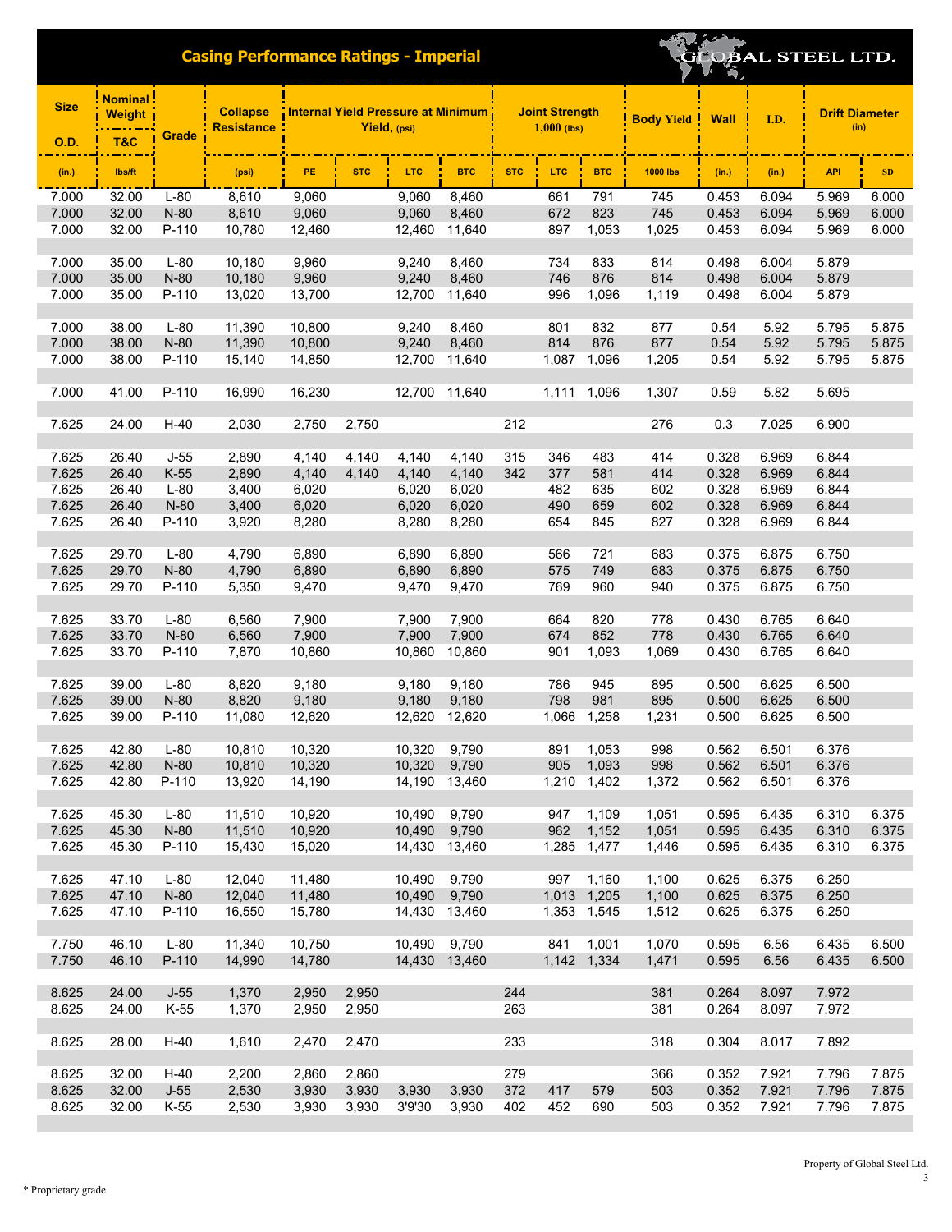# Casing Performance Ratings - Imperial

GLOBAL STEEL LTD.

| Size O.D. | Nominal Weight T&C | Grade | Collapse Resistance | Internal Yield Pressure at Minimum Yield, (psi) | | | | Joint Strength 1,000 (lbs) | | | Body Yield | Wall | I.D. | Drift Diameter (in) | |
|---|---|---|---|---|---|---|---|---|---|---|---|---|---|---|---|
| (in.) | lbs/ft | | (psi) | PE | STC | LTC | BTC | STC | LTC | BTC | 1000 lbs | (in.) | (in.) | API | SD |
| 7.000 | 32.00 | L-80 | 8,610 | 9,060 | | 9,060 | 8,460 | | 661 | 791 | 745 | 0.453 | 6.094 | 5.969 | 6.000 |
| 7.000 | 32.00 | N-80 | 8,610 | 9,060 | | 9,060 | 8,460 | | 672 | 823 | 745 | 0.453 | 6.094 | 5.969 | 6.000 |
| 7.000 | 32.00 | P-110 | 10,780 | 12,460 | | 12,460 | 11,640 | | 897 | 1,053 | 1,025 | 0.453 | 6.094 | 5.969 | 6.000 |
| 7.000 | 35.00 | L-80 | 10,180 | 9,960 | | 9,240 | 8,460 | | 734 | 833 | 814 | 0.498 | 6.004 | 5.879 | |
| 7.000 | 35.00 | N-80 | 10,180 | 9,960 | | 9,240 | 8,460 | | 746 | 876 | 814 | 0.498 | 6.004 | 5.879 | |
| 7.000 | 35.00 | P-110 | 13,020 | 13,700 | | 12,700 | 11,640 | | 996 | 1,096 | 1,119 | 0.498 | 6.004 | 5.879 | |
| 7.000 | 38.00 | L-80 | 11,390 | 10,800 | | 9,240 | 8,460 | | 801 | 832 | 877 | 0.54 | 5.92 | 5.795 | 5.875 |
| 7.000 | 38.00 | N-80 | 11,390 | 10,800 | | 9,240 | 8,460 | | 814 | 876 | 877 | 0.54 | 5.92 | 5.795 | 5.875 |
| 7.000 | 38.00 | P-110 | 15,140 | 14,850 | | 12,700 | 11,640 | | 1,087 | 1,096 | 1,205 | 0.54 | 5.92 | 5.795 | 5.875 |
| 7.000 | 41.00 | P-110 | 16,990 | 16,230 | | 12,700 | 11,640 | | 1,111 | 1,096 | 1,307 | 0.59 | 5.82 | 5.695 | |
| 7.625 | 24.00 | H-40 | 2,030 | 2,750 | 2,750 | | | 212 | | | 276 | 0.3 | 7.025 | 6.900 | |
| 7.625 | 26.40 | J-55 | 2,890 | 4,140 | 4,140 | 4,140 | 4,140 | 315 | 346 | 483 | 414 | 0.328 | 6.969 | 6.844 | |
| 7.625 | 26.40 | K-55 | 2,890 | 4,140 | 4,140 | 4,140 | 4,140 | 342 | 377 | 581 | 414 | 0.328 | 6.969 | 6.844 | |
| 7.625 | 26.40 | L-80 | 3,400 | 6,020 | | 6,020 | 6,020 | | 482 | 635 | 602 | 0.328 | 6.969 | 6.844 | |
| 7.625 | 26.40 | N-80 | 3,400 | 6,020 | | 6,020 | 6,020 | | 490 | 659 | 602 | 0.328 | 6.969 | 6.844 | |
| 7.625 | 26.40 | P-110 | 3,920 | 8,280 | | 8,280 | 8,280 | | 654 | 845 | 827 | 0.328 | 6.969 | 6.844 | |
| 7.625 | 29.70 | L-80 | 4,790 | 6,890 | | 6,890 | 6,890 | | 566 | 721 | 683 | 0.375 | 6.875 | 6.750 | |
| 7.625 | 29.70 | N-80 | 4,790 | 6,890 | | 6,890 | 6,890 | | 575 | 749 | 683 | 0.375 | 6.875 | 6.750 | |
| 7.625 | 29.70 | P-110 | 5,350 | 9,470 | | 9,470 | 9,470 | | 769 | 960 | 940 | 0.375 | 6.875 | 6.750 | |
| 7.625 | 33.70 | L-80 | 6,560 | 7,900 | | 7,900 | 7,900 | | 664 | 820 | 778 | 0.430 | 6.765 | 6.640 | |
| 7.625 | 33.70 | N-80 | 6,560 | 7,900 | | 7,900 | 7,900 | | 674 | 852 | 778 | 0.430 | 6.765 | 6.640 | |
| 7.625 | 33.70 | P-110 | 7,870 | 10,860 | | 10,860 | 10,860 | | 901 | 1,093 | 1,069 | 0.430 | 6.765 | 6.640 | |
| 7.625 | 39.00 | L-80 | 8,820 | 9,180 | | 9,180 | 9,180 | | 786 | 945 | 895 | 0.500 | 6.625 | 6.500 | |
| 7.625 | 39.00 | N-80 | 8,820 | 9,180 | | 9,180 | 9,180 | | 798 | 981 | 895 | 0.500 | 6.625 | 6.500 | |
| 7.625 | 39.00 | P-110 | 11,080 | 12,620 | | 12,620 | 12,620 | | 1,066 | 1,258 | 1,231 | 0.500 | 6.625 | 6.500 | |
| 7.625 | 42.80 | L-80 | 10,810 | 10,320 | | 10,320 | 9,790 | | 891 | 1,053 | 998 | 0.562 | 6.501 | 6.376 | |
| 7.625 | 42.80 | N-80 | 10,810 | 10,320 | | 10,320 | 9,790 | | 905 | 1,093 | 998 | 0.562 | 6.501 | 6.376 | |
| 7.625 | 42.80 | P-110 | 13,920 | 14,190 | | 14,190 | 13,460 | | 1,210 | 1,402 | 1,372 | 0.562 | 6.501 | 6.376 | |
| 7.625 | 45.30 | L-80 | 11,510 | 10,920 | | 10,490 | 9,790 | | 947 | 1,109 | 1,051 | 0.595 | 6.435 | 6.310 | 6.375 |
| 7.625 | 45.30 | N-80 | 11,510 | 10,920 | | 10,490 | 9,790 | | 962 | 1,152 | 1,051 | 0.595 | 6.435 | 6.310 | 6.375 |
| 7.625 | 45.30 | P-110 | 15,430 | 15,020 | | 14,430 | 13,460 | | 1,285 | 1,477 | 1,446 | 0.595 | 6.435 | 6.310 | 6.375 |
| 7.625 | 47.10 | L-80 | 12,040 | 11,480 | | 10,490 | 9,790 | | 997 | 1,160 | 1,100 | 0.625 | 6.375 | 6.250 | |
| 7.625 | 47.10 | N-80 | 12,040 | 11,480 | | 10,490 | 9,790 | | 1,013 | 1,205 | 1,100 | 0.625 | 6.375 | 6.250 | |
| 7.625 | 47.10 | P-110 | 16,550 | 15,780 | | 14,430 | 13,460 | | 1,353 | 1,545 | 1,512 | 0.625 | 6.375 | 6.250 | |
| 7.750 | 46.10 | L-80 | 11,340 | 10,750 | | 10,490 | 9,790 | | 841 | 1,001 | 1,070 | 0.595 | 6.56 | 6.435 | 6.500 |
| 7.750 | 46.10 | P-110 | 14,990 | 14,780 | | 14,430 | 13,460 | | 1,142 | 1,334 | 1,471 | 0.595 | 6.56 | 6.435 | 6.500 |
| 8.625 | 24.00 | J-55 | 1,370 | 2,950 | 2,950 | | | 244 | | | 381 | 0.264 | 8.097 | 7.972 | |
| 8.625 | 24.00 | K-55 | 1,370 | 2,950 | 2,950 | | | 263 | | | 381 | 0.264 | 8.097 | 7.972 | |
| 8.625 | 28.00 | H-40 | 1,610 | 2,470 | 2,470 | | | 233 | | | 318 | 0.304 | 8.017 | 7.892 | |
| 8.625 | 32.00 | H-40 | 2,200 | 2,860 | 2,860 | | | 279 | | | 366 | 0.352 | 7.921 | 7.796 | 7.875 |
| 8.625 | 32.00 | J-55 | 2,530 | 3,930 | 3,930 | 3,930 | 3,930 | 372 | 417 | 579 | 503 | 0.352 | 7.921 | 7.796 | 7.875 |
| 8.625 | 32.00 | K-55 | 2,530 | 3,930 | 3,930 | 3'9'30 | 3,930 | 402 | 452 | 690 | 503 | 0.352 | 7.921 | 7.796 | 7.875 |

Property of Global Steel Ltd.

* Proprietary grade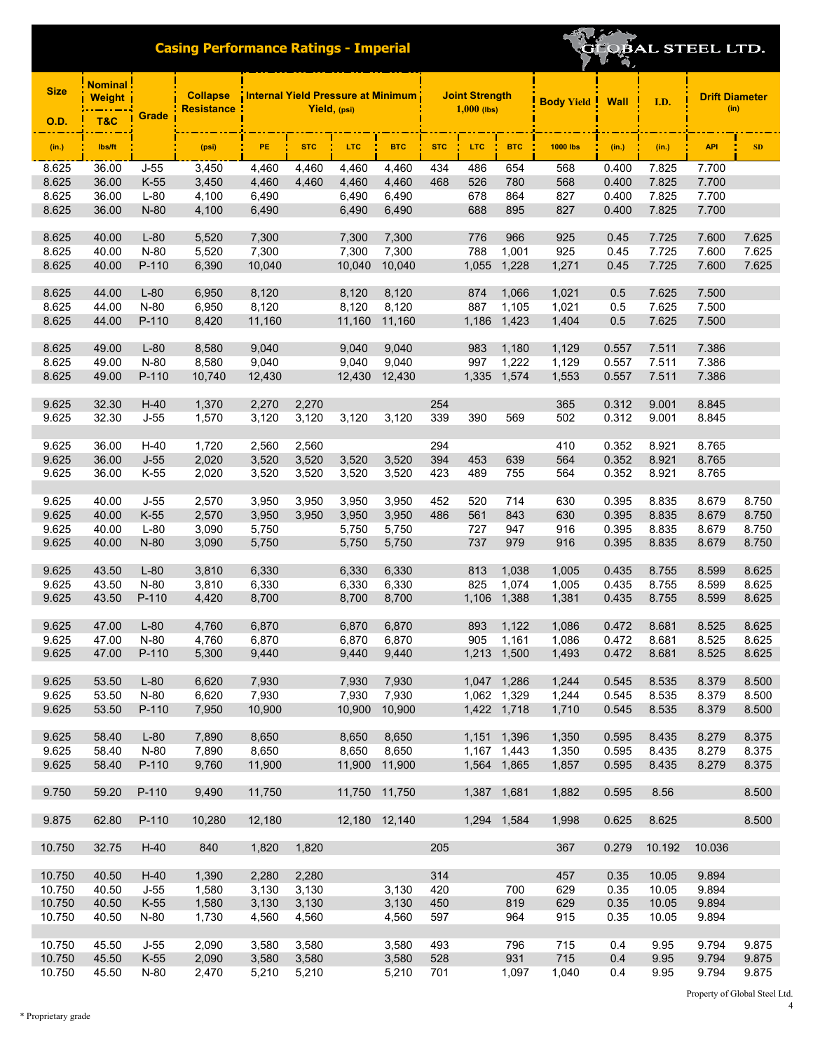## Casing Performance Ratings - Imperial

GLOBAL STEEL LTD.

| Size O.D. | Nominal Weight T&C | Grade | Collapse Resistance | Internal Yield Pressure at Minimum Yield, (psi) | | | | Joint Strength 1,000 (lbs) | | | Body Yield | Wall | I.D. | Drift Diameter (in) | |
|---|---|---|---|---|---|---|---|---|---|---|---|---|---|---|---|
| (in.) | lbs/ft | | (psi) | PE | STC | LTC | BTC | STC | LTC | BTC | 1000 lbs | (in.) | (in.) | API | SD |
| 8.625 | 36.00 | J-55 | 3,450 | 4,460 | 4,460 | 4,460 | 4,460 | 434 | 486 | 654 | 568 | 0.400 | 7.825 | 7.700 | |
| 8.625 | 36.00 | K-55 | 3,450 | 4,460 | 4,460 | 4,460 | 4,460 | 468 | 526 | 780 | 568 | 0.400 | 7.825 | 7.700 | |
| 8.625 | 36.00 | L-80 | 4,100 | 6,490 | | 6,490 | 6,490 | | 678 | 864 | 827 | 0.400 | 7.825 | 7.700 | |
| 8.625 | 36.00 | N-80 | 4,100 | 6,490 | | 6,490 | 6,490 | | 688 | 895 | 827 | 0.400 | 7.825 | 7.700 | |
| 8.625 | 40.00 | L-80 | 5,520 | 7,300 | | 7,300 | 7,300 | | 776 | 966 | 925 | 0.45 | 7.725 | 7.600 | 7.625 |
| 8.625 | 40.00 | N-80 | 5,520 | 7,300 | | 7,300 | 7,300 | | 788 | 1,001 | 925 | 0.45 | 7.725 | 7.600 | 7.625 |
| 8.625 | 40.00 | P-110 | 6,390 | 10,040 | | 10,040 | 10,040 | | 1,055 | 1,228 | 1,271 | 0.45 | 7.725 | 7.600 | 7.625 |
| 8.625 | 44.00 | L-80 | 6,950 | 8,120 | | 8,120 | 8,120 | | 874 | 1,066 | 1,021 | 0.5 | 7.625 | 7.500 | |
| 8.625 | 44.00 | N-80 | 6,950 | 8,120 | | 8,120 | 8,120 | | 887 | 1,105 | 1,021 | 0.5 | 7.625 | 7.500 | |
| 8.625 | 44.00 | P-110 | 8,420 | 11,160 | | 11,160 | 11,160 | | 1,186 | 1,423 | 1,404 | 0.5 | 7.625 | 7.500 | |
| 8.625 | 49.00 | L-80 | 8,580 | 9,040 | | 9,040 | 9,040 | | 983 | 1,180 | 1,129 | 0.557 | 7.511 | 7.386 | |
| 8.625 | 49.00 | N-80 | 8,580 | 9,040 | | 9,040 | 9,040 | | 997 | 1,222 | 1,129 | 0.557 | 7.511 | 7.386 | |
| 8.625 | 49.00 | P-110 | 10,740 | 12,430 | | 12,430 | 12,430 | | 1,335 | 1,574 | 1,553 | 0.557 | 7.511 | 7.386 | |
| 9.625 | 32.30 | H-40 | 1,370 | 2,270 | 2,270 | | | 254 | | | 365 | 0.312 | 9.001 | 8.845 | |
| 9.625 | 32.30 | J-55 | 1,570 | 3,120 | 3,120 | 3,120 | 3,120 | 339 | 390 | 569 | 502 | 0.312 | 9.001 | 8.845 | |
| 9.625 | 36.00 | H-40 | 1,720 | 2,560 | 2,560 | | | 294 | | | 410 | 0.352 | 8.921 | 8.765 | |
| 9.625 | 36.00 | J-55 | 2,020 | 3,520 | 3,520 | 3,520 | 3,520 | 394 | 453 | 639 | 564 | 0.352 | 8.921 | 8.765 | |
| 9.625 | 36.00 | K-55 | 2,020 | 3,520 | 3,520 | 3,520 | 3,520 | 423 | 489 | 755 | 564 | 0.352 | 8.921 | 8.765 | |
| 9.625 | 40.00 | J-55 | 2,570 | 3,950 | 3,950 | 3,950 | 3,950 | 452 | 520 | 714 | 630 | 0.395 | 8.835 | 8.679 | 8.750 |
| 9.625 | 40.00 | K-55 | 2,570 | 3,950 | 3,950 | 3,950 | 3,950 | 486 | 561 | 843 | 630 | 0.395 | 8.835 | 8.679 | 8.750 |
| 9.625 | 40.00 | L-80 | 3,090 | 5,750 | | 5,750 | 5,750 | | 727 | 947 | 916 | 0.395 | 8.835 | 8.679 | 8.750 |
| 9.625 | 40.00 | N-80 | 3,090 | 5,750 | | 5,750 | 5,750 | | 737 | 979 | 916 | 0.395 | 8.835 | 8.679 | 8.750 |
| 9.625 | 43.50 | L-80 | 3,810 | 6,330 | | 6,330 | 6,330 | | 813 | 1,038 | 1,005 | 0.435 | 8.755 | 8.599 | 8.625 |
| 9.625 | 43.50 | N-80 | 3,810 | 6,330 | | 6,330 | 6,330 | | 825 | 1,074 | 1,005 | 0.435 | 8.755 | 8.599 | 8.625 |
| 9.625 | 43.50 | P-110 | 4,420 | 8,700 | | 8,700 | 8,700 | | 1,106 | 1,388 | 1,381 | 0.435 | 8.755 | 8.599 | 8.625 |
| 9.625 | 47.00 | L-80 | 4,760 | 6,870 | | 6,870 | 6,870 | | 893 | 1,122 | 1,086 | 0.472 | 8.681 | 8.525 | 8.625 |
| 9.625 | 47.00 | N-80 | 4,760 | 6,870 | | 6,870 | 6,870 | | 905 | 1,161 | 1,086 | 0.472 | 8.681 | 8.525 | 8.625 |
| 9.625 | 47.00 | P-110 | 5,300 | 9,440 | | 9,440 | 9,440 | | 1,213 | 1,500 | 1,493 | 0.472 | 8.681 | 8.525 | 8.625 |
| 9.625 | 53.50 | L-80 | 6,620 | 7,930 | | 7,930 | 7,930 | | 1,047 | 1,286 | 1,244 | 0.545 | 8.535 | 8.379 | 8.500 |
| 9.625 | 53.50 | N-80 | 6,620 | 7,930 | | 7,930 | 7,930 | | 1,062 | 1,329 | 1,244 | 0.545 | 8.535 | 8.379 | 8.500 |
| 9.625 | 53.50 | P-110 | 7,950 | 10,900 | | 10,900 | 10,900 | | 1,422 | 1,718 | 1,710 | 0.545 | 8.535 | 8.379 | 8.500 |
| 9.625 | 58.40 | L-80 | 7,890 | 8,650 | | 8,650 | 8,650 | | 1,151 | 1,396 | 1,350 | 0.595 | 8.435 | 8.279 | 8.375 |
| 9.625 | 58.40 | N-80 | 7,890 | 8,650 | | 8,650 | 8,650 | | 1,167 | 1,443 | 1,350 | 0.595 | 8.435 | 8.279 | 8.375 |
| 9.625 | 58.40 | P-110 | 9,760 | 11,900 | | 11,900 | 11,900 | | 1,564 | 1,865 | 1,857 | 0.595 | 8.435 | 8.279 | 8.375 |
| 9.750 | 59.20 | P-110 | 9,490 | 11,750 | | 11,750 | 11,750 | | 1,387 | 1,681 | 1,882 | 0.595 | 8.56 | | 8.500 |
| 9.875 | 62.80 | P-110 | 10,280 | 12,180 | | 12,180 | 12,140 | | 1,294 | 1,584 | 1,998 | 0.625 | 8.625 | | 8.500 |
| 10.750 | 32.75 | H-40 | 840 | 1,820 | 1,820 | | | 205 | | | 367 | 0.279 | 10.192 | 10.036 | |
| 10.750 | 40.50 | H-40 | 1,390 | 2,280 | 2,280 | | | 314 | | | 457 | 0.35 | 10.05 | 9.894 | |
| 10.750 | 40.50 | J-55 | 1,580 | 3,130 | 3,130 | | 3,130 | 420 | | 700 | 629 | 0.35 | 10.05 | 9.894 | |
| 10.750 | 40.50 | K-55 | 1,580 | 3,130 | 3,130 | | 3,130 | 450 | | 819 | 629 | 0.35 | 10.05 | 9.894 | |
| 10.750 | 40.50 | N-80 | 1,730 | 4,560 | 4,560 | | 4,560 | 597 | | 964 | 915 | 0.35 | 10.05 | 9.894 | |
| 10.750 | 45.50 | J-55 | 2,090 | 3,580 | 3,580 | | 3,580 | 493 | | 796 | 715 | 0.4 | 9.95 | 9.794 | 9.875 |
| 10.750 | 45.50 | K-55 | 2,090 | 3,580 | 3,580 | | 3,580 | 528 | | 931 | 715 | 0.4 | 9.95 | 9.794 | 9.875 |
| 10.750 | 45.50 | N-80 | 2,470 | 5,210 | 5,210 | | 5,210 | 701 | | 1,097 | 1,040 | 0.4 | 9.95 | 9.794 | 9.875 |

Property of Global Steel Ltd.

* Proprietary grade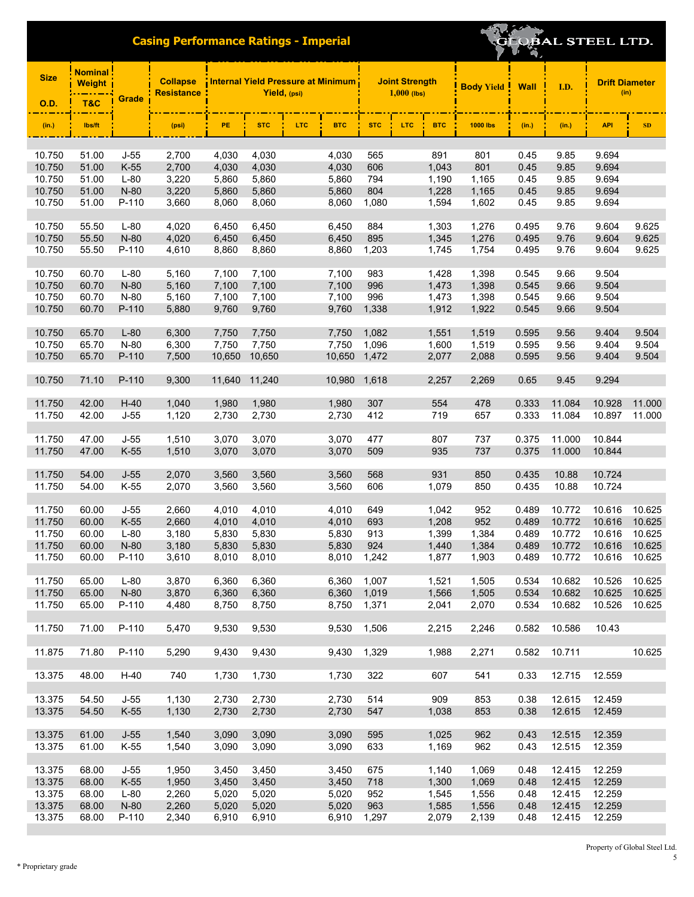## Casing Performance Ratings - Imperial

GLOBAL STEEL LTD.

| Size O.D. | Nominal Weight T&C | Grade | Collapse Resistance | Internal Yield Pressure at Minimum Yield, (psi) | | | | Joint Strength 1,000 (lbs) | | | Body Yield | Wall | I.D. | Drift Diameter (in) | |
|---|---|---|---|---|---|---|---|---|---|---|---|---|---|---|---|
| (in.) | lbs/ft | | (psi) | PE | STC | LTC | BTC | STC | LTC | BTC | 1000 lbs | (in.) | (in.) | API | SD |
| 10.750 | 51.00 | J-55 | 2,700 | 4,030 | 4,030 | | 4,030 | 565 | | 891 | 801 | 0.45 | 9.85 | 9.694 | |
| 10.750 | 51.00 | K-55 | 2,700 | 4,030 | 4,030 | | 4,030 | 606 | | 1,043 | 801 | 0.45 | 9.85 | 9.694 | |
| 10.750 | 51.00 | L-80 | 3,220 | 5,860 | 5,860 | | 5,860 | 794 | | 1,190 | 1,165 | 0.45 | 9.85 | 9.694 | |
| 10.750 | 51.00 | N-80 | 3,220 | 5,860 | 5,860 | | 5,860 | 804 | | 1,228 | 1,165 | 0.45 | 9.85 | 9.694 | |
| 10.750 | 51.00 | P-110 | 3,660 | 8,060 | 8,060 | | 8,060 | 1,080 | | 1,594 | 1,602 | 0.45 | 9.85 | 9.694 | |
| 10.750 | 55.50 | L-80 | 4,020 | 6,450 | 6,450 | | 6,450 | 884 | | 1,303 | 1,276 | 0.495 | 9.76 | 9.604 | 9.625 |
| 10.750 | 55.50 | N-80 | 4,020 | 6,450 | 6,450 | | 6,450 | 895 | | 1,345 | 1,276 | 0.495 | 9.76 | 9.604 | 9.625 |
| 10.750 | 55.50 | P-110 | 4,610 | 8,860 | 8,860 | | 8,860 | 1,203 | | 1,745 | 1,754 | 0.495 | 9.76 | 9.604 | 9.625 |
| 10.750 | 60.70 | L-80 | 5,160 | 7,100 | 7,100 | | 7,100 | 983 | | 1,428 | 1,398 | 0.545 | 9.66 | 9.504 | |
| 10.750 | 60.70 | N-80 | 5,160 | 7,100 | 7,100 | | 7,100 | 996 | | 1,473 | 1,398 | 0.545 | 9.66 | 9.504 | |
| 10.750 | 60.70 | N-80 | 5,160 | 7,100 | 7,100 | | 7,100 | 996 | | 1,473 | 1,398 | 0.545 | 9.66 | 9.504 | |
| 10.750 | 60.70 | P-110 | 5,880 | 9,760 | 9,760 | | 9,760 | 1,338 | | 1,912 | 1,922 | 0.545 | 9.66 | 9.504 | |
| 10.750 | 65.70 | L-80 | 6,300 | 7,750 | 7,750 | | 7,750 | 1,082 | | 1,551 | 1,519 | 0.595 | 9.56 | 9.404 | 9.504 |
| 10.750 | 65.70 | N-80 | 6,300 | 7,750 | 7,750 | | 7,750 | 1,096 | | 1,600 | 1,519 | 0.595 | 9.56 | 9.404 | 9.504 |
| 10.750 | 65.70 | P-110 | 7,500 | 10,650 | 10,650 | | 10,650 | 1,472 | | 2,077 | 2,088 | 0.595 | 9.56 | 9.404 | 9.504 |
| 10.750 | 71.10 | P-110 | 9,300 | 11,640 | 11,240 | | 10,980 | 1,618 | | 2,257 | 2,269 | 0.65 | 9.45 | 9.294 | |
| 11.750 | 42.00 | H-40 | 1,040 | 1,980 | 1,980 | | 1,980 | 307 | | 554 | 478 | 0.333 | 11.084 | 10.928 | 11.000 |
| 11.750 | 42.00 | J-55 | 1,120 | 2,730 | 2,730 | | 2,730 | 412 | | 719 | 657 | 0.333 | 11.084 | 10.897 | 11.000 |
| 11.750 | 47.00 | J-55 | 1,510 | 3,070 | 3,070 | | 3,070 | 477 | | 807 | 737 | 0.375 | 11.000 | 10.844 | |
| 11.750 | 47.00 | K-55 | 1,510 | 3,070 | 3,070 | | 3,070 | 509 | | 935 | 737 | 0.375 | 11.000 | 10.844 | |
| 11.750 | 54.00 | J-55 | 2,070 | 3,560 | 3,560 | | 3,560 | 568 | | 931 | 850 | 0.435 | 10.88 | 10.724 | |
| 11.750 | 54.00 | K-55 | 2,070 | 3,560 | 3,560 | | 3,560 | 606 | | 1,079 | 850 | 0.435 | 10.88 | 10.724 | |
| 11.750 | 60.00 | J-55 | 2,660 | 4,010 | 4,010 | | 4,010 | 649 | | 1,042 | 952 | 0.489 | 10.772 | 10.616 | 10.625 |
| 11.750 | 60.00 | K-55 | 2,660 | 4,010 | 4,010 | | 4,010 | 693 | | 1,208 | 952 | 0.489 | 10.772 | 10.616 | 10.625 |
| 11.750 | 60.00 | L-80 | 3,180 | 5,830 | 5,830 | | 5,830 | 913 | | 1,399 | 1,384 | 0.489 | 10.772 | 10.616 | 10.625 |
| 11.750 | 60.00 | N-80 | 3,180 | 5,830 | 5,830 | | 5,830 | 924 | | 1,440 | 1,384 | 0.489 | 10.772 | 10.616 | 10.625 |
| 11.750 | 60.00 | P-110 | 3,610 | 8,010 | 8,010 | | 8,010 | 1,242 | | 1,877 | 1,903 | 0.489 | 10.772 | 10.616 | 10.625 |
| 11.750 | 65.00 | L-80 | 3,870 | 6,360 | 6,360 | | 6,360 | 1,007 | | 1,521 | 1,505 | 0.534 | 10.682 | 10.526 | 10.625 |
| 11.750 | 65.00 | N-80 | 3,870 | 6,360 | 6,360 | | 6,360 | 1,019 | | 1,566 | 1,505 | 0.534 | 10.682 | 10.625 | 10.625 |
| 11.750 | 65.00 | P-110 | 4,480 | 8,750 | 8,750 | | 8,750 | 1,371 | | 2,041 | 2,070 | 0.534 | 10.682 | 10.526 | 10.625 |
| 11.750 | 71.00 | P-110 | 5,470 | 9,530 | 9,530 | | 9,530 | 1,506 | | 2,215 | 2,246 | 0.582 | 10.586 | 10.43 | |
| 11.875 | 71.80 | P-110 | 5,290 | 9,430 | 9,430 | | 9,430 | 1,329 | | 1,988 | 2,271 | 0.582 | 10.711 | | 10.625 |
| 13.375 | 48.00 | H-40 | 740 | 1,730 | 1,730 | | 1,730 | 322 | | 607 | 541 | 0.33 | 12.715 | 12.559 | |
| 13.375 | 54.50 | J-55 | 1,130 | 2,730 | 2,730 | | 2,730 | 514 | | 909 | 853 | 0.38 | 12.615 | 12.459 | |
| 13.375 | 54.50 | K-55 | 1,130 | 2,730 | 2,730 | | 2,730 | 547 | | 1,038 | 853 | 0.38 | 12.615 | 12.459 | |
| 13.375 | 61.00 | J-55 | 1,540 | 3,090 | 3,090 | | 3,090 | 595 | | 1,025 | 962 | 0.43 | 12.515 | 12.359 | |
| 13.375 | 61.00 | K-55 | 1,540 | 3,090 | 3,090 | | 3,090 | 633 | | 1,169 | 962 | 0.43 | 12.515 | 12.359 | |
| 13.375 | 68.00 | J-55 | 1,950 | 3,450 | 3,450 | | 3,450 | 675 | | 1,140 | 1,069 | 0.48 | 12.415 | 12.259 | |
| 13.375 | 68.00 | K-55 | 1,950 | 3,450 | 3,450 | | 3,450 | 718 | | 1,300 | 1,069 | 0.48 | 12.415 | 12.259 | |
| 13.375 | 68.00 | L-80 | 2,260 | 5,020 | 5,020 | | 5,020 | 952 | | 1,545 | 1,556 | 0.48 | 12.415 | 12.259 | |
| 13.375 | 68.00 | N-80 | 2,260 | 5,020 | 5,020 | | 5,020 | 963 | | 1,585 | 1,556 | 0.48 | 12.415 | 12.259 | |
| 13.375 | 68.00 | P-110 | 2,340 | 6,910 | 6,910 | | 6,910 | 1,297 | | 2,079 | 2,139 | 0.48 | 12.415 | 12.259 | |

Property of Global Steel Ltd.

\* Proprietary grade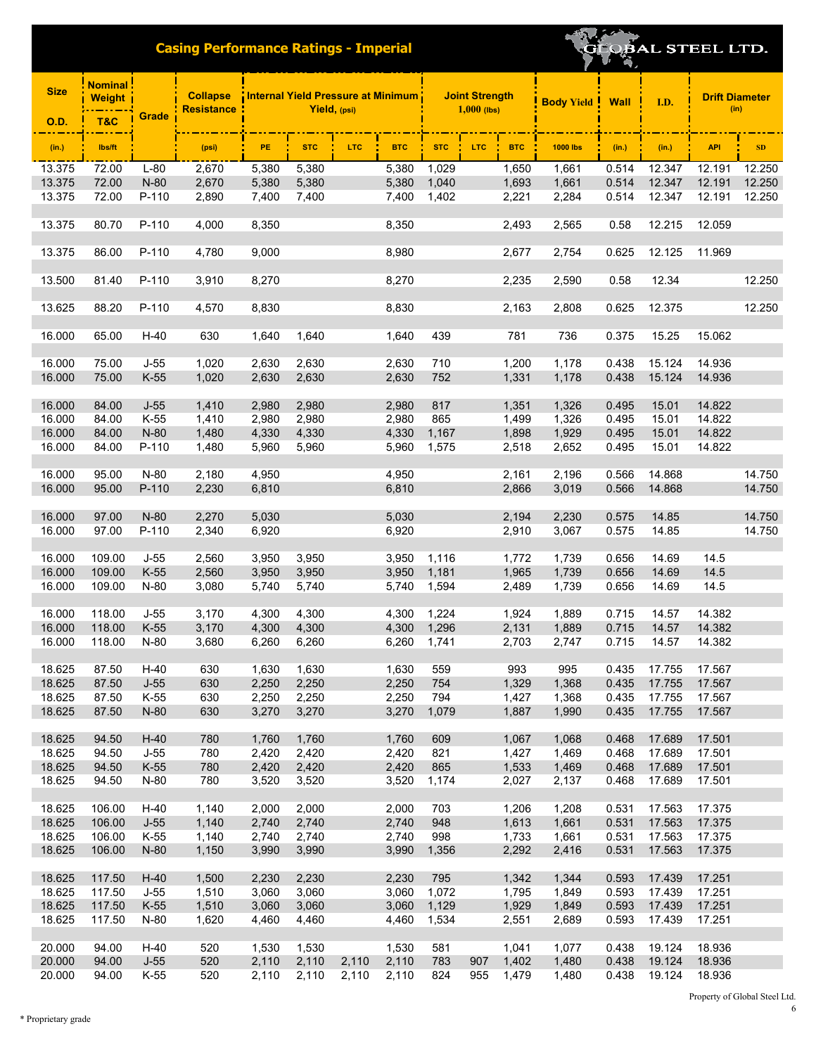## Casing Performance Ratings - Imperial

GLOBAL STEEL LTD.

| Size O.D. | Nominal Weight T&C | Grade | Collapse Resistance | Internal Yield Pressure at Minimum Yield, (psi) | | | | Joint Strength 1,000 (lbs) | | | Body Yield | Wall | I.D. | Drift Diameter (in) | |
|---|---|---|---|---|---|---|---|---|---|---|---|---|---|---|---|
| (in.) | lbs/ft | | (psi) | PE | STC | LTC | BTC | STC | LTC | BTC | 1000 lbs | (in.) | (in.) | API | SD |
| 13.375 | 72.00 | L-80 | 2,670 | 5,380 | 5,380 | | 5,380 | 1,029 | | 1,650 | 1,661 | 0.514 | 12.347 | 12.191 | 12.250 |
| 13.375 | 72.00 | N-80 | 2,670 | 5,380 | 5,380 | | 5,380 | 1,040 | | 1,693 | 1,661 | 0.514 | 12.347 | 12.191 | 12.250 |
| 13.375 | 72.00 | P-110 | 2,890 | 7,400 | 7,400 | | 7,400 | 1,402 | | 2,221 | 2,284 | 0.514 | 12.347 | 12.191 | 12.250 |
| 13.375 | 80.70 | P-110 | 4,000 | 8,350 | | | 8,350 | | | 2,493 | 2,565 | 0.58 | 12.215 | 12.059 | |
| 13.375 | 86.00 | P-110 | 4,780 | 9,000 | | | 8,980 | | | 2,677 | 2,754 | 0.625 | 12.125 | 11.969 | |
| 13.500 | 81.40 | P-110 | 3,910 | 8,270 | | | 8,270 | | | 2,235 | 2,590 | 0.58 | 12.34 | | 12.250 |
| 13.625 | 88.20 | P-110 | 4,570 | 8,830 | | | 8,830 | | | 2,163 | 2,808 | 0.625 | 12.375 | | 12.250 |
| 16.000 | 65.00 | H-40 | 630 | 1,640 | 1,640 | | 1,640 | 439 | | 781 | 736 | 0.375 | 15.25 | 15.062 | |
| 16.000 | 75.00 | J-55 | 1,020 | 2,630 | 2,630 | | 2,630 | 710 | | 1,200 | 1,178 | 0.438 | 15.124 | 14.936 | |
| 16.000 | 75.00 | K-55 | 1,020 | 2,630 | 2,630 | | 2,630 | 752 | | 1,331 | 1,178 | 0.438 | 15.124 | 14.936 | |
| 16.000 | 84.00 | J-55 | 1,410 | 2,980 | 2,980 | | 2,980 | 817 | | 1,351 | 1,326 | 0.495 | 15.01 | 14.822 | |
| 16.000 | 84.00 | K-55 | 1,410 | 2,980 | 2,980 | | 2,980 | 865 | | 1,499 | 1,326 | 0.495 | 15.01 | 14.822 | |
| 16.000 | 84.00 | N-80 | 1,480 | 4,330 | 4,330 | | 4,330 | 1,167 | | 1,898 | 1,929 | 0.495 | 15.01 | 14.822 | |
| 16.000 | 84.00 | P-110 | 1,480 | 5,960 | 5,960 | | 5,960 | 1,575 | | 2,518 | 2,652 | 0.495 | 15.01 | 14.822 | |
| 16.000 | 95.00 | N-80 | 2,180 | 4,950 | | | 4,950 | | | 2,161 | 2,196 | 0.566 | 14.868 | | 14.750 |
| 16.000 | 95.00 | P-110 | 2,230 | 6,810 | | | 6,810 | | | 2,866 | 3,019 | 0.566 | 14.868 | | 14.750 |
| 16.000 | 97.00 | N-80 | 2,270 | 5,030 | | | 5,030 | | | 2,194 | 2,230 | 0.575 | 14.85 | | 14.750 |
| 16.000 | 97.00 | P-110 | 2,340 | 6,920 | | | 6,920 | | | 2,910 | 3,067 | 0.575 | 14.85 | | 14.750 |
| 16.000 | 109.00 | J-55 | 2,560 | 3,950 | 3,950 | | 3,950 | 1,116 | | 1,772 | 1,739 | 0.656 | 14.69 | 14.5 | |
| 16.000 | 109.00 | K-55 | 2,560 | 3,950 | 3,950 | | 3,950 | 1,181 | | 1,965 | 1,739 | 0.656 | 14.69 | 14.5 | |
| 16.000 | 109.00 | N-80 | 3,080 | 5,740 | 5,740 | | 5,740 | 1,594 | | 2,489 | 1,739 | 0.656 | 14.69 | 14.5 | |
| 16.000 | 118.00 | J-55 | 3,170 | 4,300 | 4,300 | | 4,300 | 1,224 | | 1,924 | 1,889 | 0.715 | 14.57 | 14.382 | |
| 16.000 | 118.00 | K-55 | 3,170 | 4,300 | 4,300 | | 4,300 | 1,296 | | 2,131 | 1,889 | 0.715 | 14.57 | 14.382 | |
| 16.000 | 118.00 | N-80 | 3,680 | 6,260 | 6,260 | | 6,260 | 1,741 | | 2,703 | 2,747 | 0.715 | 14.57 | 14.382 | |
| 18.625 | 87.50 | H-40 | 630 | 1,630 | 1,630 | | 1,630 | 559 | | 993 | 995 | 0.435 | 17.755 | 17.567 | |
| 18.625 | 87.50 | J-55 | 630 | 2,250 | 2,250 | | 2,250 | 754 | | 1,329 | 1,368 | 0.435 | 17.755 | 17.567 | |
| 18.625 | 87.50 | K-55 | 630 | 2,250 | 2,250 | | 2,250 | 794 | | 1,427 | 1,368 | 0.435 | 17.755 | 17.567 | |
| 18.625 | 87.50 | N-80 | 630 | 3,270 | 3,270 | | 3,270 | 1,079 | | 1,887 | 1,990 | 0.435 | 17.755 | 17.567 | |
| 18.625 | 94.50 | H-40 | 780 | 1,760 | 1,760 | | 1,760 | 609 | | 1,067 | 1,068 | 0.468 | 17.689 | 17.501 | |
| 18.625 | 94.50 | J-55 | 780 | 2,420 | 2,420 | | 2,420 | 821 | | 1,427 | 1,469 | 0.468 | 17.689 | 17.501 | |
| 18.625 | 94.50 | K-55 | 780 | 2,420 | 2,420 | | 2,420 | 865 | | 1,533 | 1,469 | 0.468 | 17.689 | 17.501 | |
| 18.625 | 94.50 | N-80 | 780 | 3,520 | 3,520 | | 3,520 | 1,174 | | 2,027 | 2,137 | 0.468 | 17.689 | 17.501 | |
| 18.625 | 106.00 | H-40 | 1,140 | 2,000 | 2,000 | | 2,000 | 703 | | 1,206 | 1,208 | 0.531 | 17.563 | 17.375 | |
| 18.625 | 106.00 | J-55 | 1,140 | 2,740 | 2,740 | | 2,740 | 948 | | 1,613 | 1,661 | 0.531 | 17.563 | 17.375 | |
| 18.625 | 106.00 | K-55 | 1,140 | 2,740 | 2,740 | | 2,740 | 998 | | 1,733 | 1,661 | 0.531 | 17.563 | 17.375 | |
| 18.625 | 106.00 | N-80 | 1,150 | 3,990 | 3,990 | | 3,990 | 1,356 | | 2,292 | 2,416 | 0.531 | 17.563 | 17.375 | |
| 18.625 | 117.50 | H-40 | 1,500 | 2,230 | 2,230 | | 2,230 | 795 | | 1,342 | 1,344 | 0.593 | 17.439 | 17.251 | |
| 18.625 | 117.50 | J-55 | 1,510 | 3,060 | 3,060 | | 3,060 | 1,072 | | 1,795 | 1,849 | 0.593 | 17.439 | 17.251 | |
| 18.625 | 117.50 | K-55 | 1,510 | 3,060 | 3,060 | | 3,060 | 1,129 | | 1,929 | 1,849 | 0.593 | 17.439 | 17.251 | |
| 18.625 | 117.50 | N-80 | 1,620 | 4,460 | 4,460 | | 4,460 | 1,534 | | 2,551 | 2,689 | 0.593 | 17.439 | 17.251 | |
| 20.000 | 94.00 | H-40 | 520 | 1,530 | 1,530 | | 1,530 | 581 | | 1,041 | 1,077 | 0.438 | 19.124 | 18.936 | |
| 20.000 | 94.00 | J-55 | 520 | 2,110 | 2,110 | 2,110 | 2,110 | 783 | 907 | 1,402 | 1,480 | 0.438 | 19.124 | 18.936 | |
| 20.000 | 94.00 | K-55 | 520 | 2,110 | 2,110 | 2,110 | 2,110 | 824 | 955 | 1,479 | 1,480 | 0.438 | 19.124 | 18.936 | |

Property of Global Steel Ltd.

\* Proprietary grade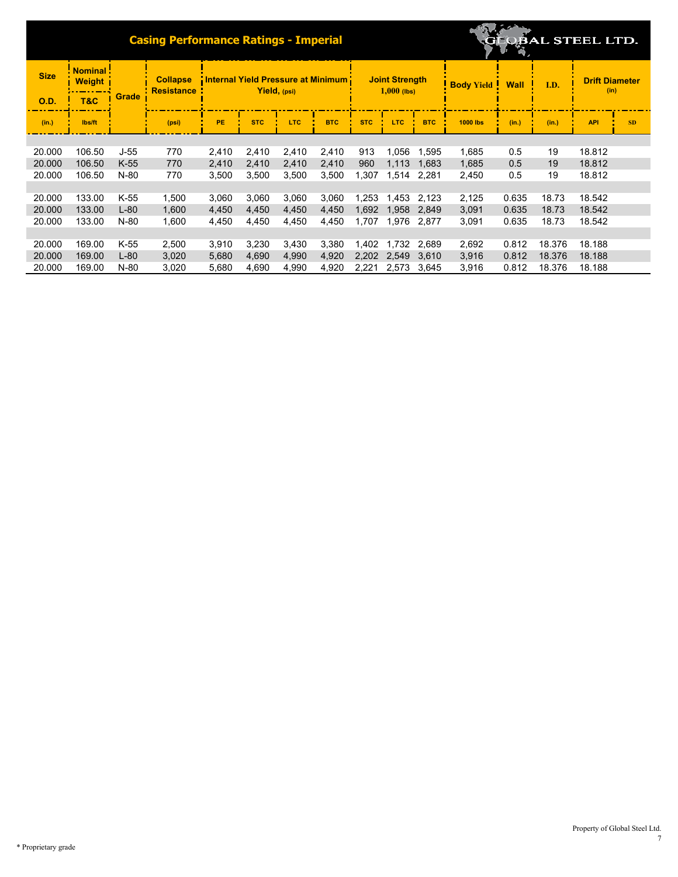## Casing Performance Ratings - Imperial

GLOBAL STEEL LTD.

| Size O.D. | Nominal Weight T&C | Grade | Collapse Resistance | Internal Yield Pressure at Minimum Yield, (psi) | | | | Joint Strength 1,000 (lbs) | | | Body Yield | Wall | I.D. | Drift Diameter (in) | |
|---|---|---|---|---|---|---|---|---|---|---|---|---|---|---|---|
| (in.) | lbs/ft | | (psi) | PE | STC | LTC | BTC | STC | LTC | BTC | 1000 lbs | (in.) | (in.) | API | SD |
| 20.000 | 106.50 | J-55 | 770 | 2,410 | 2,410 | 2,410 | 2,410 | 913 | 1,056 | 1,595 | 1,685 | 0.5 | 19 | 18.812 | |
| 20.000 | 106.50 | K-55 | 770 | 2,410 | 2,410 | 2,410 | 2,410 | 960 | 1,113 | 1,683 | 1,685 | 0.5 | 19 | 18.812 | |
| 20.000 | 106.50 | N-80 | 770 | 3,500 | 3,500 | 3,500 | 3,500 | 1,307 | 1,514 | 2,281 | 2,450 | 0.5 | 19 | 18.812 | |
| 20.000 | 133.00 | K-55 | 1,500 | 3,060 | 3,060 | 3,060 | 3,060 | 1,253 | 1,453 | 2,123 | 2,125 | 0.635 | 18.73 | 18.542 | |
| 20.000 | 133.00 | L-80 | 1,600 | 4,450 | 4,450 | 4,450 | 4,450 | 1,692 | 1,958 | 2,849 | 3,091 | 0.635 | 18.73 | 18.542 | |
| 20.000 | 133.00 | N-80 | 1,600 | 4,450 | 4,450 | 4,450 | 4,450 | 1,707 | 1,976 | 2,877 | 3,091 | 0.635 | 18.73 | 18.542 | |
| 20.000 | 169.00 | K-55 | 2,500 | 3,910 | 3,230 | 3,430 | 3,380 | 1,402 | 1,732 | 2,689 | 2,692 | 0.812 | 18.376 | 18.188 | |
| 20.000 | 169.00 | L-80 | 3,020 | 5,680 | 4,690 | 4,990 | 4,920 | 2,202 | 2,549 | 3,610 | 3,916 | 0.812 | 18.376 | 18.188 | |
| 20.000 | 169.00 | N-80 | 3,020 | 5,680 | 4,690 | 4,990 | 4,920 | 2,221 | 2,573 | 3,645 | 3,916 | 0.812 | 18.376 | 18.188 | |

Property of Global Steel Ltd.

* Proprietary grade